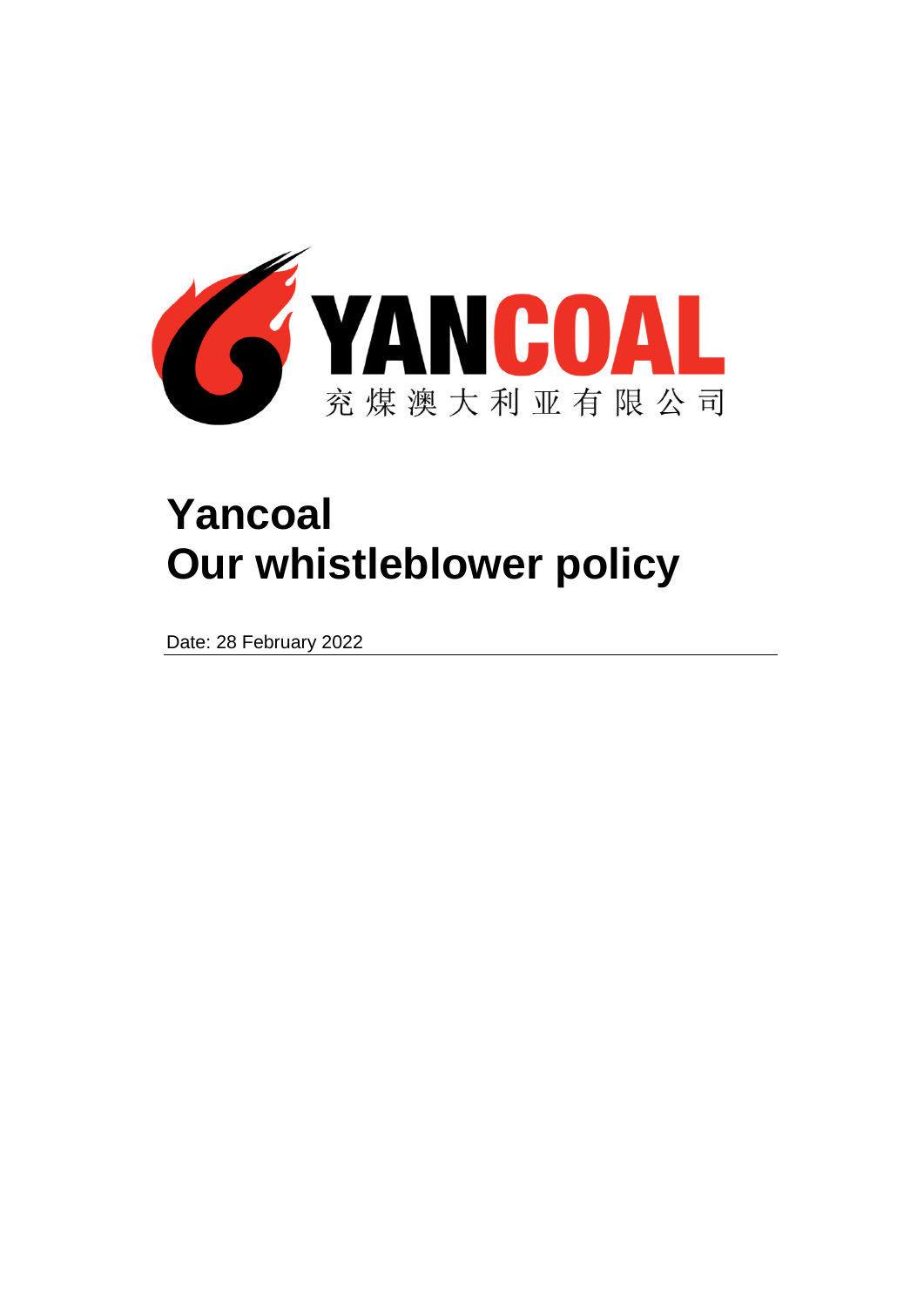# Yancoal
# Our whistleblower policy

Date: 28 February 2022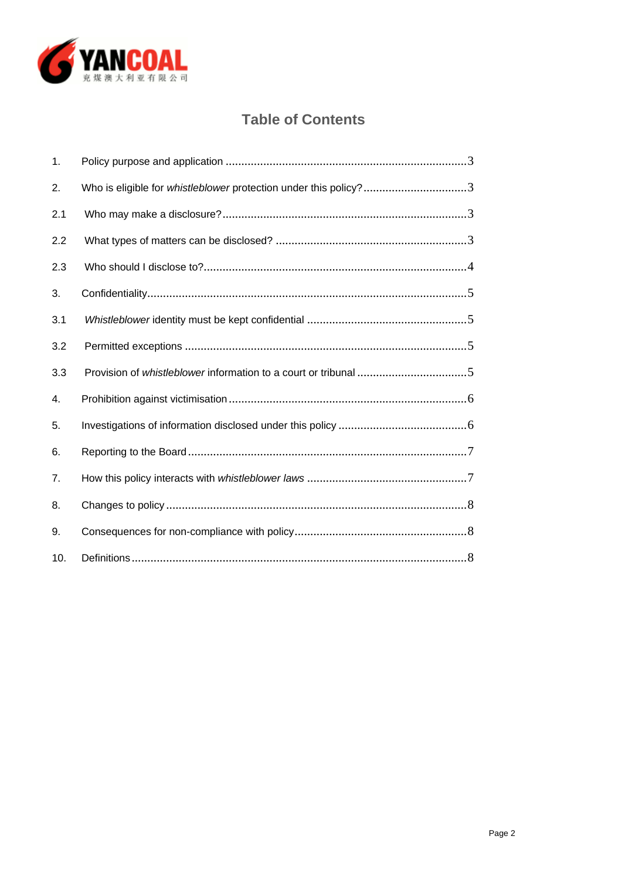# Table of Contents

| | | |
|---|---|---|
| 1. | Policy purpose and application | 3 |
| 2. | Who is eligible for *whistleblower* protection under this policy? | 3 |
| 2.1 | Who may make a disclosure? | 3 |
| 2.2 | What types of matters can be disclosed? | 3 |
| 2.3 | Who should I disclose to? | 4 |
| 3. | Confidentiality | 5 |
| 3.1 | *Whistleblower* identity must be kept confidential | 5 |
| 3.2 | Permitted exceptions | 5 |
| 3.3 | Provision of *whistleblower* information to a court or tribunal | 5 |
| 4. | Prohibition against victimisation | 6 |
| 5. | Investigations of information disclosed under this policy | 6 |
| 6. | Reporting to the Board | 7 |
| 7. | How this policy interacts with *whistleblower laws* | 7 |
| 8. | Changes to policy | 8 |
| 9. | Consequences for non-compliance with policy | 8 |
| 10. | Definitions | 8 |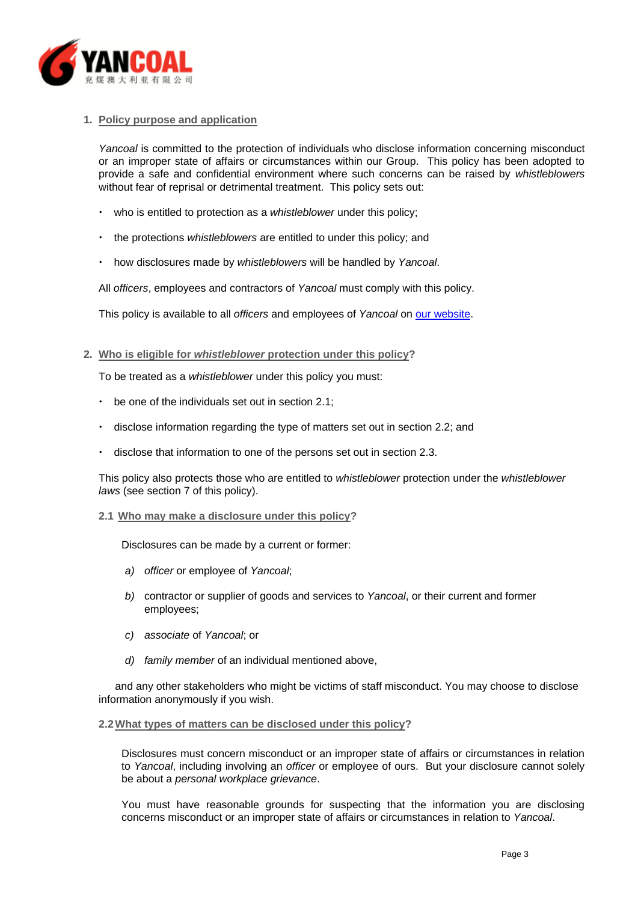## 1. Policy purpose and application

*Yancoal* is committed to the protection of individuals who disclose information concerning misconduct or an improper state of affairs or circumstances within our Group. This policy has been adopted to provide a safe and confidential environment where such concerns can be raised by *whistleblowers* without fear of reprisal or detrimental treatment. This policy sets out:

- who is entitled to protection as a *whistleblower* under this policy;
- the protections *whistleblowers* are entitled to under this policy; and
- how disclosures made by *whistleblowers* will be handled by *Yancoal*.

All *officers*, employees and contractors of *Yancoal* must comply with this policy.

This policy is available to all *officers* and employees of *Yancoal* on our website.

## 2. Who is eligible for *whistleblower* protection under this policy?

To be treated as a *whistleblower* under this policy you must:

- be one of the individuals set out in section 2.1;
- disclose information regarding the type of matters set out in section 2.2; and
- disclose that information to one of the persons set out in section 2.3.

This policy also protects those who are entitled to *whistleblower* protection under the *whistleblower laws* (see section 7 of this policy).

### 2.1 Who may make a disclosure under this policy?

Disclosures can be made by a current or former:

a) *officer* or employee of *Yancoal*;

b) contractor or supplier of goods and services to *Yancoal*, or their current and former employees;

c) *associate* of *Yancoal*; or

d) *family member* of an individual mentioned above,

and any other stakeholders who might be victims of staff misconduct. You may choose to disclose information anonymously if you wish.

### 2.2 What types of matters can be disclosed under this policy?

Disclosures must concern misconduct or an improper state of affairs or circumstances in relation to *Yancoal*, including involving an *officer* or employee of ours. But your disclosure cannot solely be about a *personal workplace grievance*.

You must have reasonable grounds for suspecting that the information you are disclosing concerns misconduct or an improper state of affairs or circumstances in relation to *Yancoal*.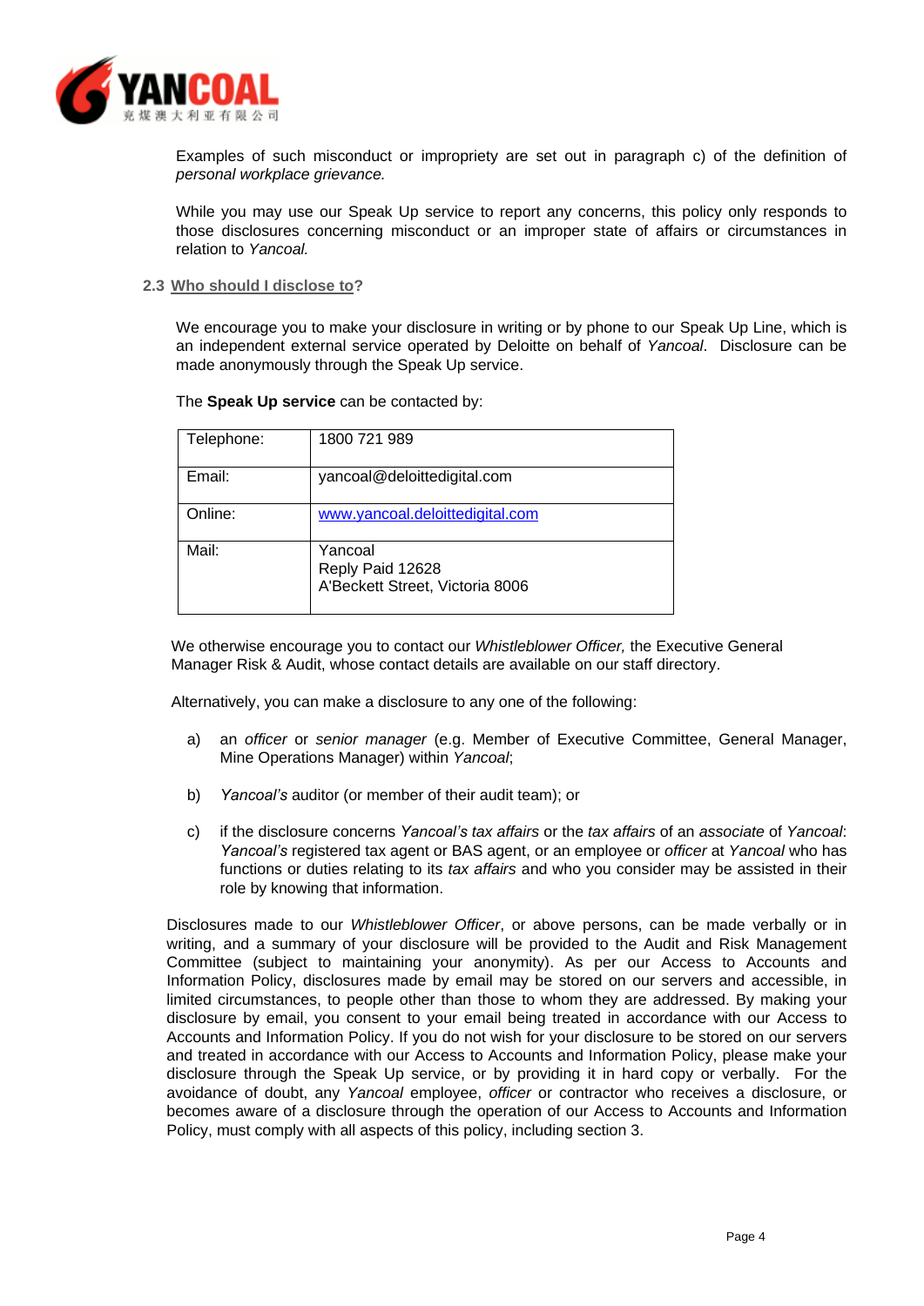Examples of such misconduct or impropriety are set out in paragraph c) of the definition of *personal workplace grievance.*

While you may use our Speak Up service to report any concerns, this policy only responds to those disclosures concerning misconduct or an improper state of affairs or circumstances in relation to *Yancoal.*

### 2.3 Who should I disclose to?

We encourage you to make your disclosure in writing or by phone to our Speak Up Line, which is an independent external service operated by Deloitte on behalf of *Yancoal*. Disclosure can be made anonymously through the Speak Up service.

The **Speak Up service** can be contacted by:

| | |
|---|---|
| Telephone: | 1800 721 989 |
| Email: | yancoal@deloittedigital.com |
| Online: | www.yancoal.deloittedigital.com |
| Mail: | Yancoal<br>Reply Paid 12628<br>A'Beckett Street, Victoria 8006 |

We otherwise encourage you to contact our *Whistleblower Officer,* the Executive General Manager Risk & Audit, whose contact details are available on our staff directory.

Alternatively, you can make a disclosure to any one of the following:

a) an *officer* or *senior manager* (e.g. Member of Executive Committee, General Manager, Mine Operations Manager) within *Yancoal*;

b) *Yancoal's* auditor (or member of their audit team); or

c) if the disclosure concerns *Yancoal's tax affairs* or the *tax affairs* of an *associate* of *Yancoal*: *Yancoal's* registered tax agent or BAS agent, or an employee or *officer* at *Yancoal* who has functions or duties relating to its *tax affairs* and who you consider may be assisted in their role by knowing that information.

Disclosures made to our *Whistleblower Officer*, or above persons, can be made verbally or in writing, and a summary of your disclosure will be provided to the Audit and Risk Management Committee (subject to maintaining your anonymity). As per our Access to Accounts and Information Policy, disclosures made by email may be stored on our servers and accessible, in limited circumstances, to people other than those to whom they are addressed. By making your disclosure by email, you consent to your email being treated in accordance with our Access to Accounts and Information Policy. If you do not wish for your disclosure to be stored on our servers and treated in accordance with our Access to Accounts and Information Policy, please make your disclosure through the Speak Up service, or by providing it in hard copy or verbally. For the avoidance of doubt, any *Yancoal* employee, *officer* or contractor who receives a disclosure, or becomes aware of a disclosure through the operation of our Access to Accounts and Information Policy, must comply with all aspects of this policy, including section 3.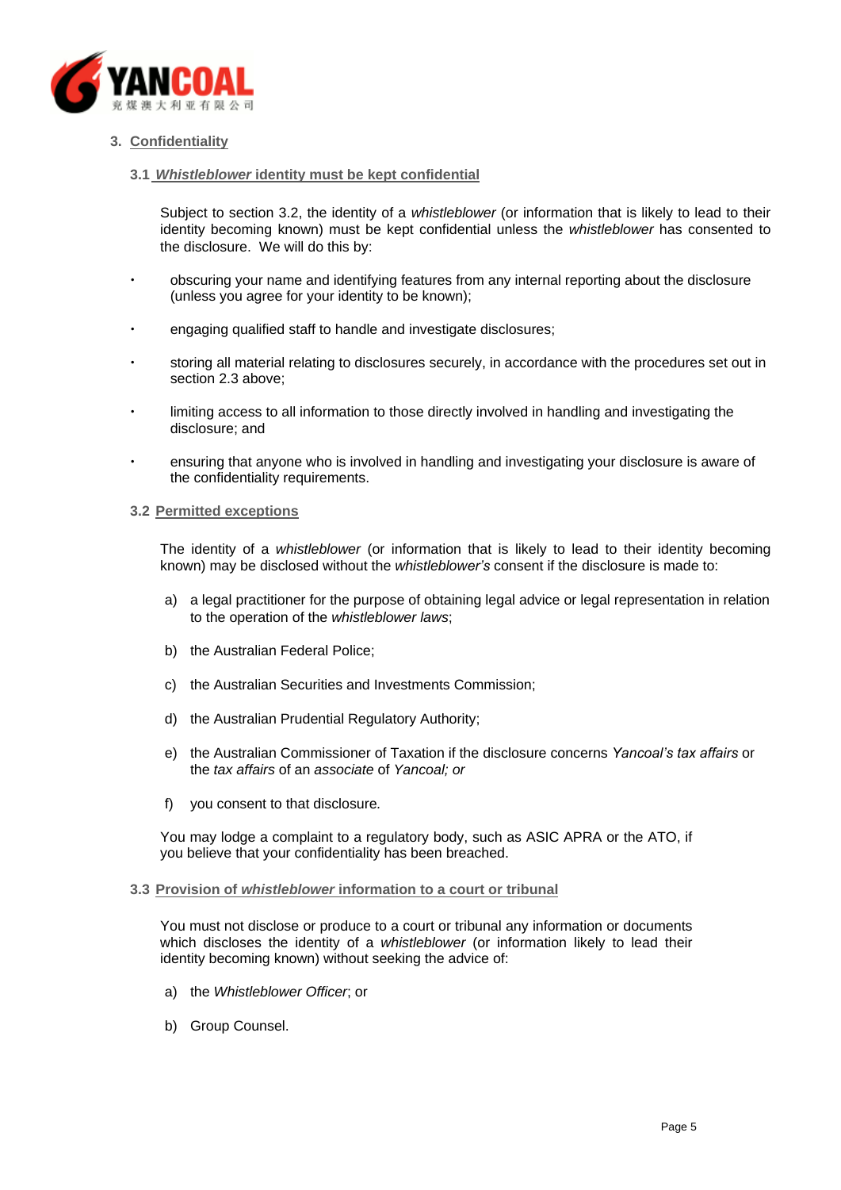## 3. Confidentiality

### 3.1 *Whistleblower* identity must be kept confidential

Subject to section 3.2, the identity of a *whistleblower* (or information that is likely to lead to their identity becoming known) must be kept confidential unless the *whistleblower* has consented to the disclosure. We will do this by:

- obscuring your name and identifying features from any internal reporting about the disclosure (unless you agree for your identity to be known);
- engaging qualified staff to handle and investigate disclosures;
- storing all material relating to disclosures securely, in accordance with the procedures set out in section 2.3 above;
- limiting access to all information to those directly involved in handling and investigating the disclosure; and
- ensuring that anyone who is involved in handling and investigating your disclosure is aware of the confidentiality requirements.

### 3.2 Permitted exceptions

The identity of a *whistleblower* (or information that is likely to lead to their identity becoming known) may be disclosed without the *whistleblower's* consent if the disclosure is made to:

a) a legal practitioner for the purpose of obtaining legal advice or legal representation in relation to the operation of the *whistleblower laws*;

b) the Australian Federal Police;

c) the Australian Securities and Investments Commission;

d) the Australian Prudential Regulatory Authority;

e) the Australian Commissioner of Taxation if the disclosure concerns *Yancoal's tax affairs* or the *tax affairs* of an *associate* of *Yancoal; or*

f) you consent to that disclosure.

You may lodge a complaint to a regulatory body, such as ASIC APRA or the ATO, if you believe that your confidentiality has been breached.

### 3.3 Provision of *whistleblower* information to a court or tribunal

You must not disclose or produce to a court or tribunal any information or documents which discloses the identity of a *whistleblower* (or information likely to lead their identity becoming known) without seeking the advice of:

a) the *Whistleblower Officer*; or

b) Group Counsel.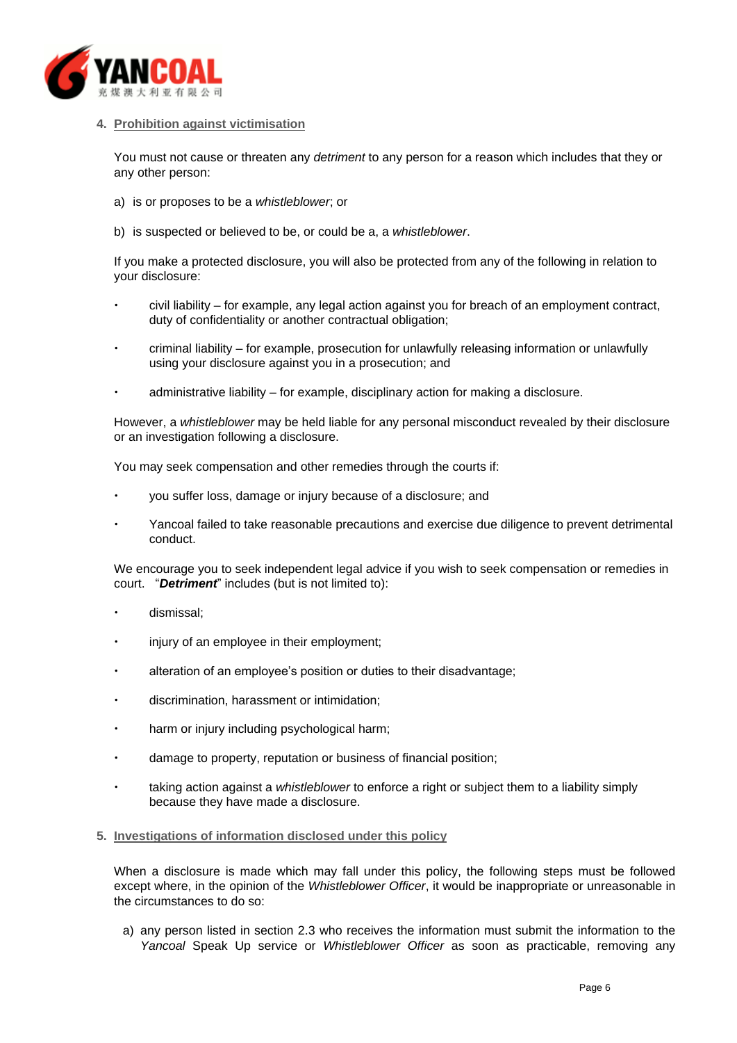## 4. Prohibition against victimisation

You must not cause or threaten any *detriment* to any person for a reason which includes that they or any other person:

a) is or proposes to be a *whistleblower*; or

b) is suspected or believed to be, or could be a, a *whistleblower*.

If you make a protected disclosure, you will also be protected from any of the following in relation to your disclosure:

- civil liability – for example, any legal action against you for breach of an employment contract, duty of confidentiality or another contractual obligation;
- criminal liability – for example, prosecution for unlawfully releasing information or unlawfully using your disclosure against you in a prosecution; and
- administrative liability – for example, disciplinary action for making a disclosure.

However, a *whistleblower* may be held liable for any personal misconduct revealed by their disclosure or an investigation following a disclosure.

You may seek compensation and other remedies through the courts if:

- you suffer loss, damage or injury because of a disclosure; and
- Yancoal failed to take reasonable precautions and exercise due diligence to prevent detrimental conduct.

We encourage you to seek independent legal advice if you wish to seek compensation or remedies in court. "***Detriment***" includes (but is not limited to):

- dismissal;
- injury of an employee in their employment;
- alteration of an employee's position or duties to their disadvantage;
- discrimination, harassment or intimidation;
- harm or injury including psychological harm;
- damage to property, reputation or business of financial position;
- taking action against a *whistleblower* to enforce a right or subject them to a liability simply because they have made a disclosure.

## 5. Investigations of information disclosed under this policy

When a disclosure is made which may fall under this policy, the following steps must be followed except where, in the opinion of the *Whistleblower Officer*, it would be inappropriate or unreasonable in the circumstances to do so:

a) any person listed in section 2.3 who receives the information must submit the information to the *Yancoal* Speak Up service or *Whistleblower Officer* as soon as practicable, removing any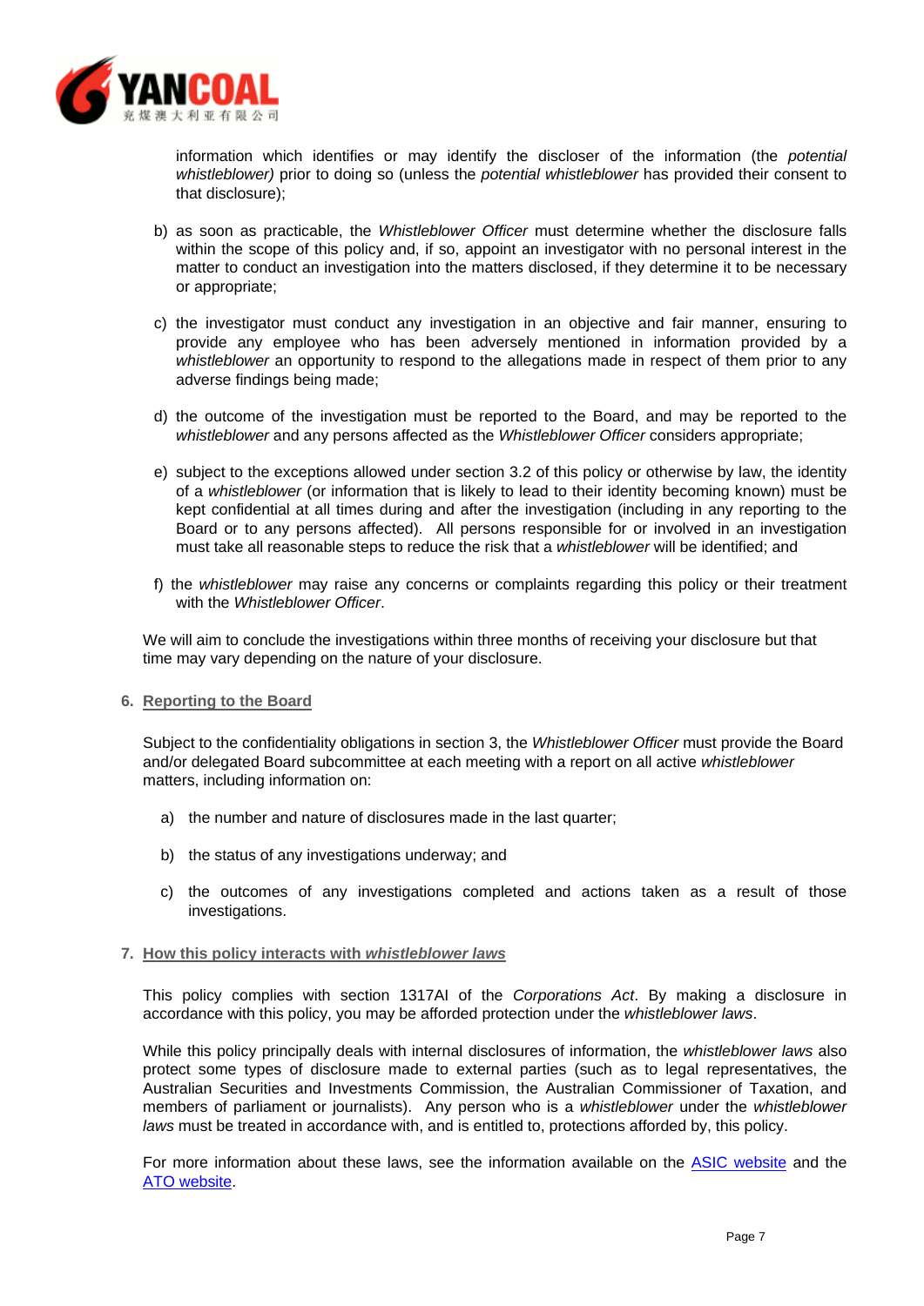information which identifies or may identify the discloser of the information (the *potential whistleblower)* prior to doing so (unless the *potential whistleblower* has provided their consent to that disclosure);

b) as soon as practicable, the *Whistleblower Officer* must determine whether the disclosure falls within the scope of this policy and, if so, appoint an investigator with no personal interest in the matter to conduct an investigation into the matters disclosed, if they determine it to be necessary or appropriate;

c) the investigator must conduct any investigation in an objective and fair manner, ensuring to provide any employee who has been adversely mentioned in information provided by a *whistleblower* an opportunity to respond to the allegations made in respect of them prior to any adverse findings being made;

d) the outcome of the investigation must be reported to the Board, and may be reported to the *whistleblower* and any persons affected as the *Whistleblower Officer* considers appropriate;

e) subject to the exceptions allowed under section 3.2 of this policy or otherwise by law, the identity of a *whistleblower* (or information that is likely to lead to their identity becoming known) must be kept confidential at all times during and after the investigation (including in any reporting to the Board or to any persons affected). All persons responsible for or involved in an investigation must take all reasonable steps to reduce the risk that a *whistleblower* will be identified; and

f) the *whistleblower* may raise any concerns or complaints regarding this policy or their treatment with the *Whistleblower Officer*.

We will aim to conclude the investigations within three months of receiving your disclosure but that time may vary depending on the nature of your disclosure.

## 6. Reporting to the Board

Subject to the confidentiality obligations in section 3, the *Whistleblower Officer* must provide the Board and/or delegated Board subcommittee at each meeting with a report on all active *whistleblower* matters, including information on:

a) the number and nature of disclosures made in the last quarter;

b) the status of any investigations underway; and

c) the outcomes of any investigations completed and actions taken as a result of those investigations.

## 7. How this policy interacts with *whistleblower laws*

This policy complies with section 1317AI of the *Corporations Act*. By making a disclosure in accordance with this policy, you may be afforded protection under the *whistleblower laws*.

While this policy principally deals with internal disclosures of information, the *whistleblower laws* also protect some types of disclosure made to external parties (such as to legal representatives, the Australian Securities and Investments Commission, the Australian Commissioner of Taxation, and members of parliament or journalists). Any person who is a *whistleblower* under the *whistleblower laws* must be treated in accordance with, and is entitled to, protections afforded by, this policy.

For more information about these laws, see the information available on the ASIC website and the ATO website.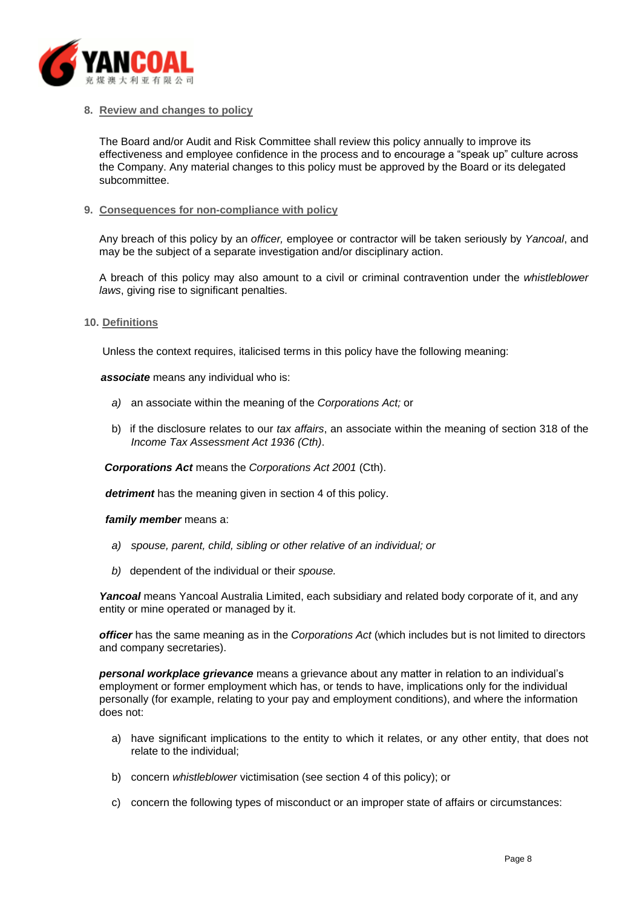## 8. Review and changes to policy

The Board and/or Audit and Risk Committee shall review this policy annually to improve its effectiveness and employee confidence in the process and to encourage a "speak up" culture across the Company. Any material changes to this policy must be approved by the Board or its delegated subcommittee.

## 9. Consequences for non-compliance with policy

Any breach of this policy by an *officer,* employee or contractor will be taken seriously by *Yancoal*, and may be the subject of a separate investigation and/or disciplinary action.

A breach of this policy may also amount to a civil or criminal contravention under the *whistleblower laws*, giving rise to significant penalties.

## 10. Definitions

Unless the context requires, italicised terms in this policy have the following meaning:

***associate*** means any individual who is:

*a)* an associate within the meaning of the *Corporations Act;* or

b) if the disclosure relates to our *tax affairs*, an associate within the meaning of section 318 of the *Income Tax Assessment Act 1936 (Cth)*.

***Corporations Act*** means the *Corporations Act 2001* (Cth).

***detriment*** has the meaning given in section 4 of this policy.

***family member*** means a:

*a) spouse, parent, child, sibling or other relative of an individual; or*

*b)* dependent of the individual or their *spouse.*

***Yancoal*** means Yancoal Australia Limited, each subsidiary and related body corporate of it, and any entity or mine operated or managed by it.

***officer*** has the same meaning as in the *Corporations Act* (which includes but is not limited to directors and company secretaries).

***personal workplace grievance*** means a grievance about any matter in relation to an individual's employment or former employment which has, or tends to have, implications only for the individual personally (for example, relating to your pay and employment conditions), and where the information does not:

a) have significant implications to the entity to which it relates, or any other entity, that does not relate to the individual;

b) concern *whistleblower* victimisation (see section 4 of this policy); or

c) concern the following types of misconduct or an improper state of affairs or circumstances: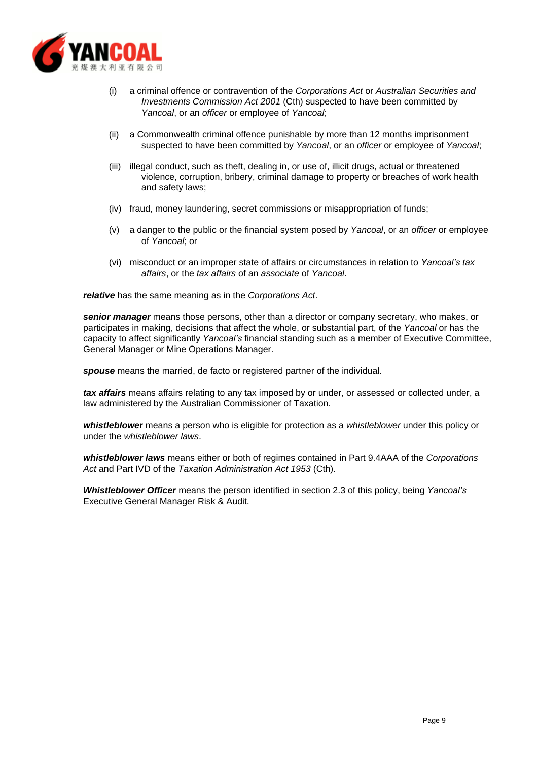(i) a criminal offence or contravention of the *Corporations Act* or *Australian Securities and Investments Commission Act 2001* (Cth) suspected to have been committed by *Yancoal*, or an *officer* or employee of *Yancoal*;

(ii) a Commonwealth criminal offence punishable by more than 12 months imprisonment suspected to have been committed by *Yancoal*, or an *officer* or employee of *Yancoal*;

(iii) illegal conduct, such as theft, dealing in, or use of, illicit drugs, actual or threatened violence, corruption, bribery, criminal damage to property or breaches of work health and safety laws;

(iv) fraud, money laundering, secret commissions or misappropriation of funds;

(v) a danger to the public or the financial system posed by *Yancoal*, or an *officer* or employee of *Yancoal*; or

(vi) misconduct or an improper state of affairs or circumstances in relation to *Yancoal's tax affairs*, or the *tax affairs* of an *associate* of *Yancoal*.

***relative*** has the same meaning as in the *Corporations Act*.

***senior manager*** means those persons, other than a director or company secretary, who makes, or participates in making, decisions that affect the whole, or substantial part, of the *Yancoal* or has the capacity to affect significantly *Yancoal's* financial standing such as a member of Executive Committee, General Manager or Mine Operations Manager.

***spouse*** means the married, de facto or registered partner of the individual.

***tax affairs*** means affairs relating to any tax imposed by or under, or assessed or collected under, a law administered by the Australian Commissioner of Taxation.

***whistleblower*** means a person who is eligible for protection as a *whistleblower* under this policy or under the *whistleblower laws*.

***whistleblower laws*** means either or both of regimes contained in Part 9.4AAA of the *Corporations Act* and Part IVD of the *Taxation Administration Act 1953* (Cth).

***Whistleblower Officer*** means the person identified in section 2.3 of this policy, being *Yancoal's* Executive General Manager Risk & Audit.